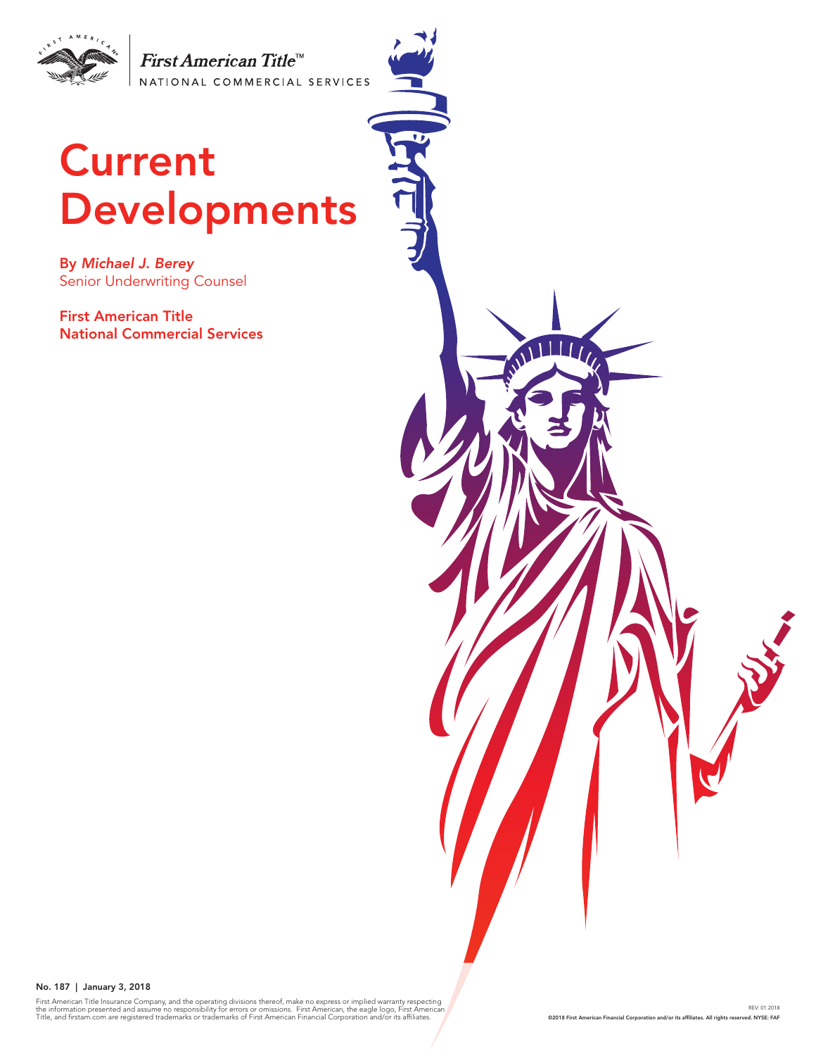First American Title™
NATIONAL COMMERCIAL SERVICES

# Current Developments

**By *Michael J. Berey***
Senior Underwriting Counsel

**First American Title**
**National Commercial Services**

**No. 187 | January 3, 2018**

First American Title Insurance Company, and the operating divisions thereof, make no express or implied warranty respecting the information presented and assume no responsibility for errors or omissions. First American, the eagle logo, First American Title, and firstam.com are registered trademarks or trademarks of First American Financial Corporation and/or its affiliates.

REV. 01.2018

©2018 First American Financial Corporation and/or its affiliates. All rights reserved. NYSE: FAF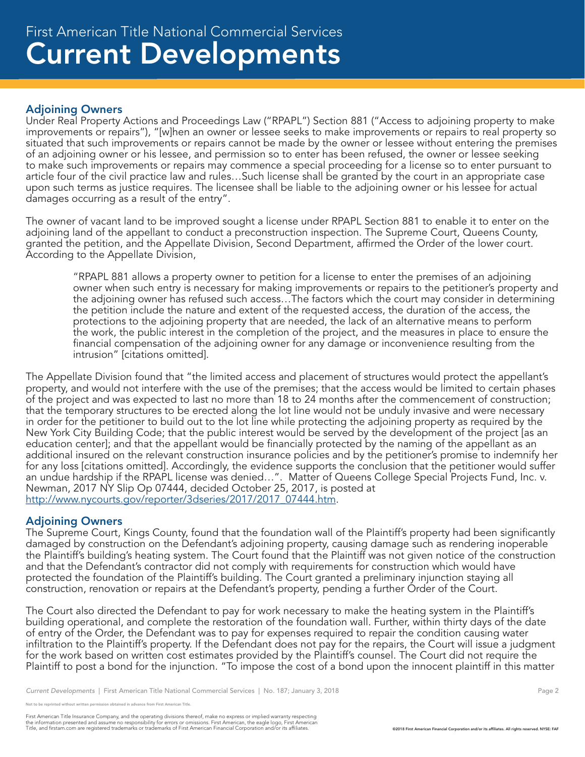## Adjoining Owners

Under Real Property Actions and Proceedings Law ("RPAPL") Section 881 ("Access to adjoining property to make improvements or repairs"), "[w]hen an owner or lessee seeks to make improvements or repairs to real property so situated that such improvements or repairs cannot be made by the owner or lessee without entering the premises of an adjoining owner or his lessee, and permission so to enter has been refused, the owner or lessee seeking to make such improvements or repairs may commence a special proceeding for a license so to enter pursuant to article four of the civil practice law and rules…Such license shall be granted by the court in an appropriate case upon such terms as justice requires. The licensee shall be liable to the adjoining owner or his lessee for actual damages occurring as a result of the entry".

The owner of vacant land to be improved sought a license under RPAPL Section 881 to enable it to enter on the adjoining land of the appellant to conduct a preconstruction inspection. The Supreme Court, Queens County, granted the petition, and the Appellate Division, Second Department, affirmed the Order of the lower court. According to the Appellate Division,

> "RPAPL 881 allows a property owner to petition for a license to enter the premises of an adjoining owner when such entry is necessary for making improvements or repairs to the petitioner's property and the adjoining owner has refused such access…The factors which the court may consider in determining the petition include the nature and extent of the requested access, the duration of the access, the protections to the adjoining property that are needed, the lack of an alternative means to perform the work, the public interest in the completion of the project, and the measures in place to ensure the financial compensation of the adjoining owner for any damage or inconvenience resulting from the intrusion" [citations omitted].

The Appellate Division found that "the limited access and placement of structures would protect the appellant's property, and would not interfere with the use of the premises; that the access would be limited to certain phases of the project and was expected to last no more than 18 to 24 months after the commencement of construction; that the temporary structures to be erected along the lot line would not be unduly invasive and were necessary in order for the petitioner to build out to the lot line while protecting the adjoining property as required by the New York City Building Code; that the public interest would be served by the development of the project [as an education center]; and that the appellant would be financially protected by the naming of the appellant as an additional insured on the relevant construction insurance policies and by the petitioner's promise to indemnify her for any loss [citations omitted]. Accordingly, the evidence supports the conclusion that the petitioner would suffer an undue hardship if the RPAPL license was denied…". Matter of Queens College Special Projects Fund, Inc. v. Newman, 2017 NY Slip Op 07444, decided October 25, 2017, is posted at http://www.nycourts.gov/reporter/3dseries/2017/2017_07444.htm.

## Adjoining Owners

The Supreme Court, Kings County, found that the foundation wall of the Plaintiff's property had been significantly damaged by construction on the Defendant's adjoining property, causing damage such as rendering inoperable the Plaintiff's building's heating system. The Court found that the Plaintiff was not given notice of the construction and that the Defendant's contractor did not comply with requirements for construction which would have protected the foundation of the Plaintiff's building. The Court granted a preliminary injunction staying all construction, renovation or repairs at the Defendant's property, pending a further Order of the Court.

The Court also directed the Defendant to pay for work necessary to make the heating system in the Plaintiff's building operational, and complete the restoration of the foundation wall. Further, within thirty days of the date of entry of the Order, the Defendant was to pay for expenses required to repair the condition causing water infiltration to the Plaintiff's property. If the Defendant does not pay for the repairs, the Court will issue a judgment for the work based on written cost estimates provided by the Plaintiff's counsel. The Court did not require the Plaintiff to post a bond for the injunction. "To impose the cost of a bond upon the innocent plaintiff in this matter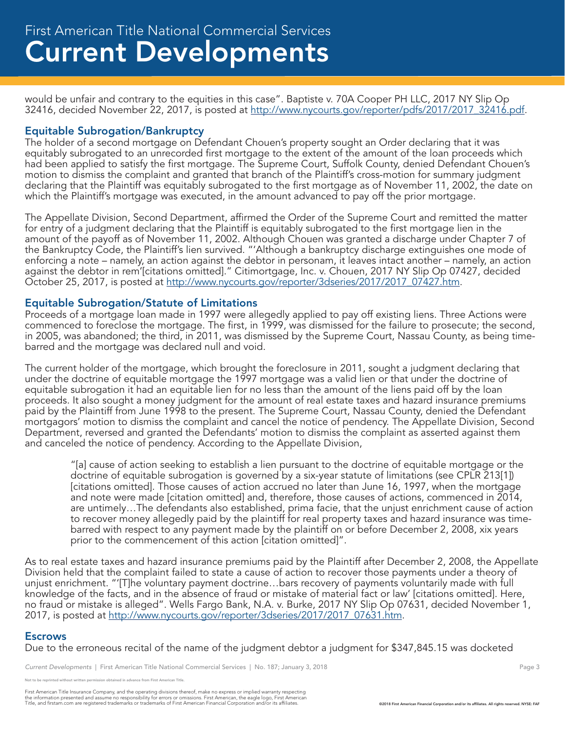would be unfair and contrary to the equities in this case". Baptiste v. 70A Cooper PH LLC, 2017 NY Slip Op 32416, decided November 22, 2017, is posted at http://www.nycourts.gov/reporter/pdfs/2017/2017_32416.pdf.

### Equitable Subrogation/Bankruptcy

The holder of a second mortgage on Defendant Chouen's property sought an Order declaring that it was equitably subrogated to an unrecorded first mortgage to the extent of the amount of the loan proceeds which had been applied to satisfy the first mortgage. The Supreme Court, Suffolk County, denied Defendant Chouen's motion to dismiss the complaint and granted that branch of the Plaintiff's cross-motion for summary judgment declaring that the Plaintiff was equitably subrogated to the first mortgage as of November 11, 2002, the date on which the Plaintiff's mortgage was executed, in the amount advanced to pay off the prior mortgage.

The Appellate Division, Second Department, affirmed the Order of the Supreme Court and remitted the matter for entry of a judgment declaring that the Plaintiff is equitably subrogated to the first mortgage lien in the amount of the payoff as of November 11, 2002. Although Chouen was granted a discharge under Chapter 7 of the Bankruptcy Code, the Plaintiff's lien survived. "'Although a bankruptcy discharge extinguishes one mode of enforcing a note – namely, an action against the debtor in personam, it leaves intact another – namely, an action against the debtor in rem'[citations omitted]." Citimortgage, Inc. v. Chouen, 2017 NY Slip Op 07427, decided October 25, 2017, is posted at http://www.nycourts.gov/reporter/3dseries/2017/2017_07427.htm.

### Equitable Subrogation/Statute of Limitations

Proceeds of a mortgage loan made in 1997 were allegedly applied to pay off existing liens. Three Actions were commenced to foreclose the mortgage. The first, in 1999, was dismissed for the failure to prosecute; the second, in 2005, was abandoned; the third, in 2011, was dismissed by the Supreme Court, Nassau County, as being time-barred and the mortgage was declared null and void.

The current holder of the mortgage, which brought the foreclosure in 2011, sought a judgment declaring that under the doctrine of equitable mortgage the 1997 mortgage was a valid lien or that under the doctrine of equitable subrogation it had an equitable lien for no less than the amount of the liens paid off by the loan proceeds. It also sought a money judgment for the amount of real estate taxes and hazard insurance premiums paid by the Plaintiff from June 1998 to the present. The Supreme Court, Nassau County, denied the Defendant mortgagors' motion to dismiss the complaint and cancel the notice of pendency. The Appellate Division, Second Department, reversed and granted the Defendants' motion to dismiss the complaint as asserted against them and canceled the notice of pendency. According to the Appellate Division,

> "[a] cause of action seeking to establish a lien pursuant to the doctrine of equitable mortgage or the doctrine of equitable subrogation is governed by a six-year statute of limitations (see CPLR 213[1]) [citations omitted]. Those causes of action accrued no later than June 16, 1997, when the mortgage and note were made [citation omitted] and, therefore, those causes of actions, commenced in 2014, are untimely…The defendants also established, prima facie, that the unjust enrichment cause of action to recover money allegedly paid by the plaintiff for real property taxes and hazard insurance was time-barred with respect to any payment made by the plaintiff on or before December 2, 2008, xix years prior to the commencement of this action [citation omitted]".

As to real estate taxes and hazard insurance premiums paid by the Plaintiff after December 2, 2008, the Appellate Division held that the complaint failed to state a cause of action to recover those payments under a theory of unjust enrichment. "'[T]he voluntary payment doctrine…bars recovery of payments voluntarily made with full knowledge of the facts, and in the absence of fraud or mistake of material fact or law' [citations omitted]. Here, no fraud or mistake is alleged". Wells Fargo Bank, N.A. v. Burke, 2017 NY Slip Op 07631, decided November 1, 2017, is posted at http://www.nycourts.gov/reporter/3dseries/2017/2017_07631.htm.

### Escrows

Due to the erroneous recital of the name of the judgment debtor a judgment for $347,845.15 was docketed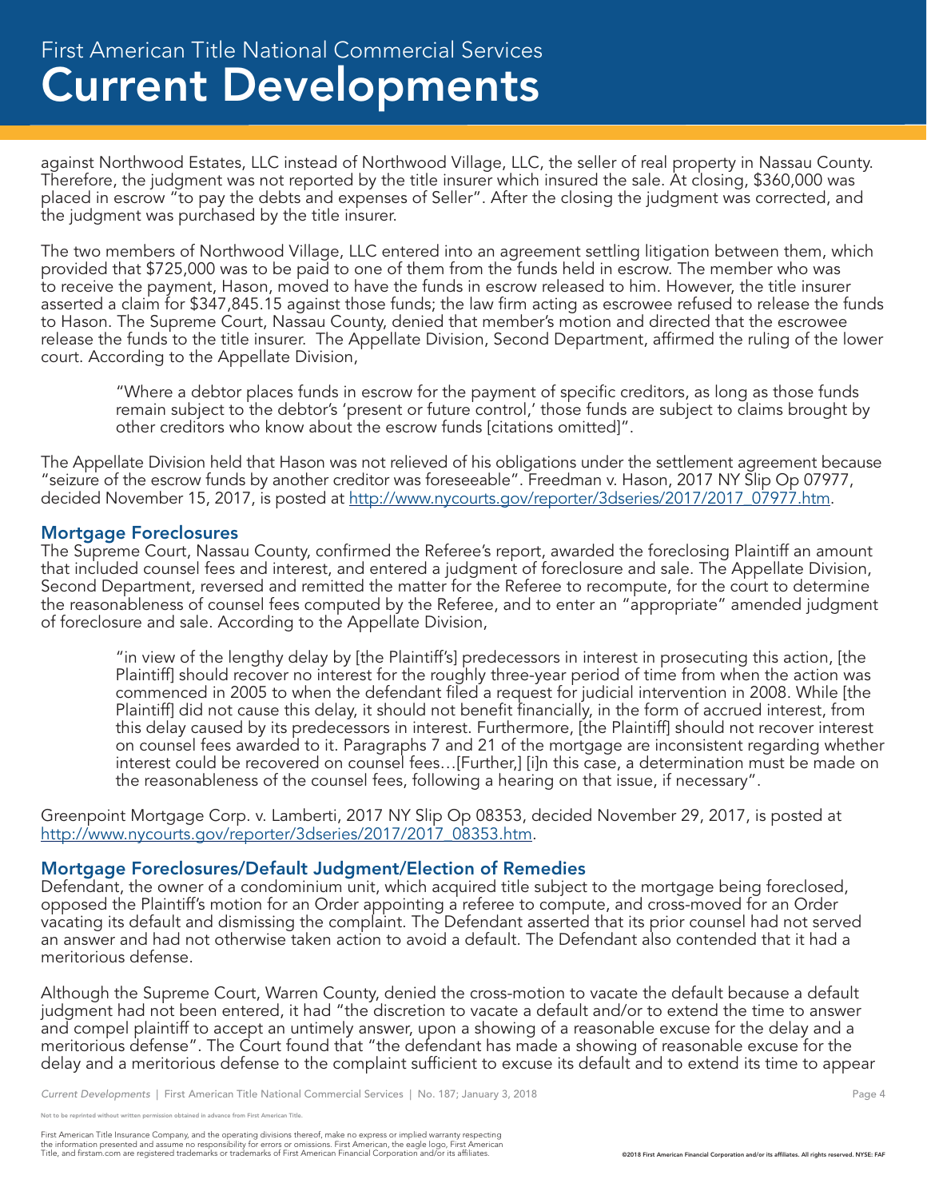against Northwood Estates, LLC instead of Northwood Village, LLC, the seller of real property in Nassau County. Therefore, the judgment was not reported by the title insurer which insured the sale. At closing, $360,000 was placed in escrow "to pay the debts and expenses of Seller". After the closing the judgment was corrected, and the judgment was purchased by the title insurer.

The two members of Northwood Village, LLC entered into an agreement settling litigation between them, which provided that $725,000 was to be paid to one of them from the funds held in escrow. The member who was to receive the payment, Hason, moved to have the funds in escrow released to him. However, the title insurer asserted a claim for $347,845.15 against those funds; the law firm acting as escrowee refused to release the funds to Hason. The Supreme Court, Nassau County, denied that member's motion and directed that the escrowee release the funds to the title insurer. The Appellate Division, Second Department, affirmed the ruling of the lower court. According to the Appellate Division,

> "Where a debtor places funds in escrow for the payment of specific creditors, as long as those funds remain subject to the debtor's 'present or future control,' those funds are subject to claims brought by other creditors who know about the escrow funds [citations omitted]".

The Appellate Division held that Hason was not relieved of his obligations under the settlement agreement because "seizure of the escrow funds by another creditor was foreseeable". Freedman v. Hason, 2017 NY Slip Op 07977, decided November 15, 2017, is posted at http://www.nycourts.gov/reporter/3dseries/2017/2017_07977.htm.

## Mortgage Foreclosures

The Supreme Court, Nassau County, confirmed the Referee's report, awarded the foreclosing Plaintiff an amount that included counsel fees and interest, and entered a judgment of foreclosure and sale. The Appellate Division, Second Department, reversed and remitted the matter for the Referee to recompute, for the court to determine the reasonableness of counsel fees computed by the Referee, and to enter an "appropriate" amended judgment of foreclosure and sale. According to the Appellate Division,

> "in view of the lengthy delay by [the Plaintiff's] predecessors in interest in prosecuting this action, [the Plaintiff] should recover no interest for the roughly three-year period of time from when the action was commenced in 2005 to when the defendant filed a request for judicial intervention in 2008. While [the Plaintiff] did not cause this delay, it should not benefit financially, in the form of accrued interest, from this delay caused by its predecessors in interest. Furthermore, [the Plaintiff] should not recover interest on counsel fees awarded to it. Paragraphs 7 and 21 of the mortgage are inconsistent regarding whether interest could be recovered on counsel fees…[Further,] [i]n this case, a determination must be made on the reasonableness of the counsel fees, following a hearing on that issue, if necessary".

Greenpoint Mortgage Corp. v. Lamberti, 2017 NY Slip Op 08353, decided November 29, 2017, is posted at http://www.nycourts.gov/reporter/3dseries/2017/2017_08353.htm.

## Mortgage Foreclosures/Default Judgment/Election of Remedies

Defendant, the owner of a condominium unit, which acquired title subject to the mortgage being foreclosed, opposed the Plaintiff's motion for an Order appointing a referee to compute, and cross-moved for an Order vacating its default and dismissing the complaint. The Defendant asserted that its prior counsel had not served an answer and had not otherwise taken action to avoid a default. The Defendant also contended that it had a meritorious defense.

Although the Supreme Court, Warren County, denied the cross-motion to vacate the default because a default judgment had not been entered, it had "the discretion to vacate a default and/or to extend the time to answer and compel plaintiff to accept an untimely answer, upon a showing of a reasonable excuse for the delay and a meritorious defense". The Court found that "the defendant has made a showing of reasonable excuse for the delay and a meritorious defense to the complaint sufficient to excuse its default and to extend its time to appear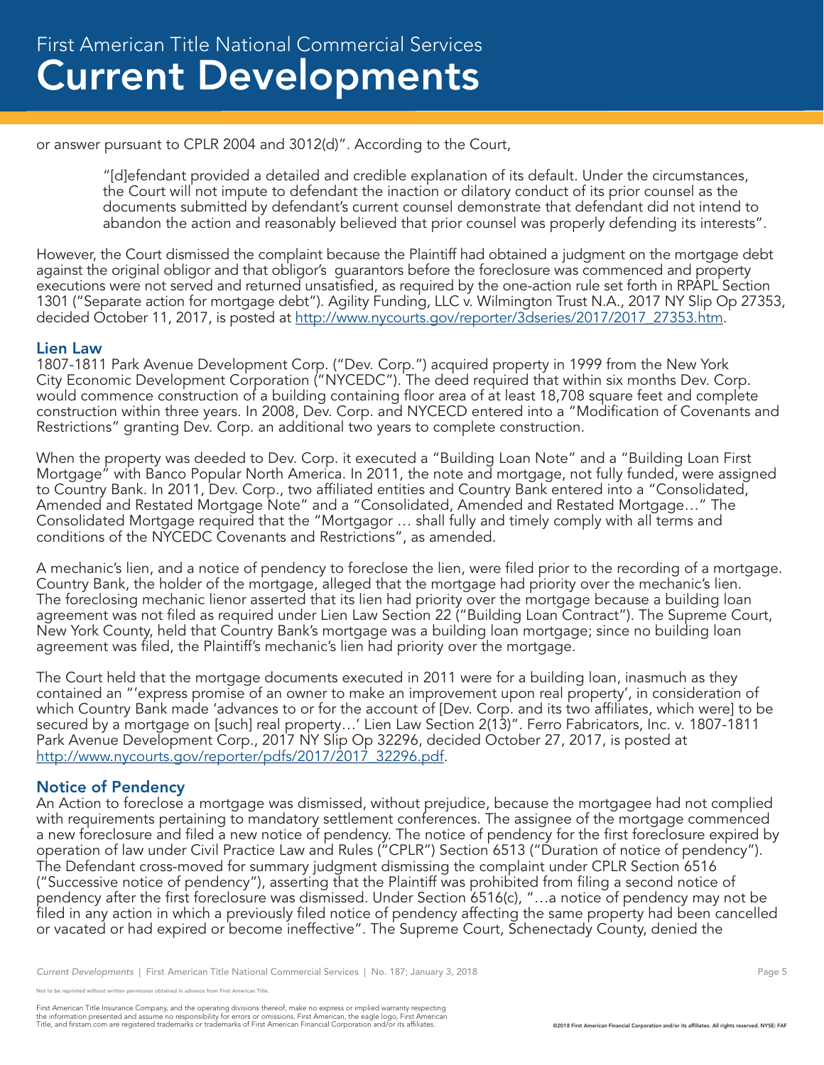or answer pursuant to CPLR 2004 and 3012(d)". According to the Court,

> "[d]efendant provided a detailed and credible explanation of its default. Under the circumstances, the Court will not impute to defendant the inaction or dilatory conduct of its prior counsel as the documents submitted by defendant's current counsel demonstrate that defendant did not intend to abandon the action and reasonably believed that prior counsel was properly defending its interests".

However, the Court dismissed the complaint because the Plaintiff had obtained a judgment on the mortgage debt against the original obligor and that obligor's guarantors before the foreclosure was commenced and property executions were not served and returned unsatisfied, as required by the one-action rule set forth in RPAPL Section 1301 ("Separate action for mortgage debt"). Agility Funding, LLC v. Wilmington Trust N.A., 2017 NY Slip Op 27353, decided October 11, 2017, is posted at http://www.nycourts.gov/reporter/3dseries/2017/2017_27353.htm.

### Lien Law

1807-1811 Park Avenue Development Corp. ("Dev. Corp.") acquired property in 1999 from the New York City Economic Development Corporation ("NYCEDC"). The deed required that within six months Dev. Corp. would commence construction of a building containing floor area of at least 18,708 square feet and complete construction within three years. In 2008, Dev. Corp. and NYCECD entered into a "Modification of Covenants and Restrictions" granting Dev. Corp. an additional two years to complete construction.

When the property was deeded to Dev. Corp. it executed a "Building Loan Note" and a "Building Loan First Mortgage" with Banco Popular North America. In 2011, the note and mortgage, not fully funded, were assigned to Country Bank. In 2011, Dev. Corp., two affiliated entities and Country Bank entered into a "Consolidated, Amended and Restated Mortgage Note" and a "Consolidated, Amended and Restated Mortgage…" The Consolidated Mortgage required that the "Mortgagor … shall fully and timely comply with all terms and conditions of the NYCEDC Covenants and Restrictions", as amended.

A mechanic's lien, and a notice of pendency to foreclose the lien, were filed prior to the recording of a mortgage. Country Bank, the holder of the mortgage, alleged that the mortgage had priority over the mechanic's lien. The foreclosing mechanic lienor asserted that its lien had priority over the mortgage because a building loan agreement was not filed as required under Lien Law Section 22 ("Building Loan Contract"). The Supreme Court, New York County, held that Country Bank's mortgage was a building loan mortgage; since no building loan agreement was filed, the Plaintiff's mechanic's lien had priority over the mortgage.

The Court held that the mortgage documents executed in 2011 were for a building loan, inasmuch as they contained an "'express promise of an owner to make an improvement upon real property', in consideration of which Country Bank made 'advances to or for the account of [Dev. Corp. and its two affiliates, which were] to be secured by a mortgage on [such] real property…' Lien Law Section 2(13)". Ferro Fabricators, Inc. v. 1807-1811 Park Avenue Development Corp., 2017 NY Slip Op 32296, decided October 27, 2017, is posted at http://www.nycourts.gov/reporter/pdfs/2017/2017_32296.pdf.

### Notice of Pendency

An Action to foreclose a mortgage was dismissed, without prejudice, because the mortgagee had not complied with requirements pertaining to mandatory settlement conferences. The assignee of the mortgage commenced a new foreclosure and filed a new notice of pendency. The notice of pendency for the first foreclosure expired by operation of law under Civil Practice Law and Rules ("CPLR") Section 6513 ("Duration of notice of pendency"). The Defendant cross-moved for summary judgment dismissing the complaint under CPLR Section 6516 ("Successive notice of pendency"), asserting that the Plaintiff was prohibited from filing a second notice of pendency after the first foreclosure was dismissed. Under Section 6516(c), "…a notice of pendency may not be filed in any action in which a previously filed notice of pendency affecting the same property had been cancelled or vacated or had expired or become ineffective". The Supreme Court, Schenectady County, denied the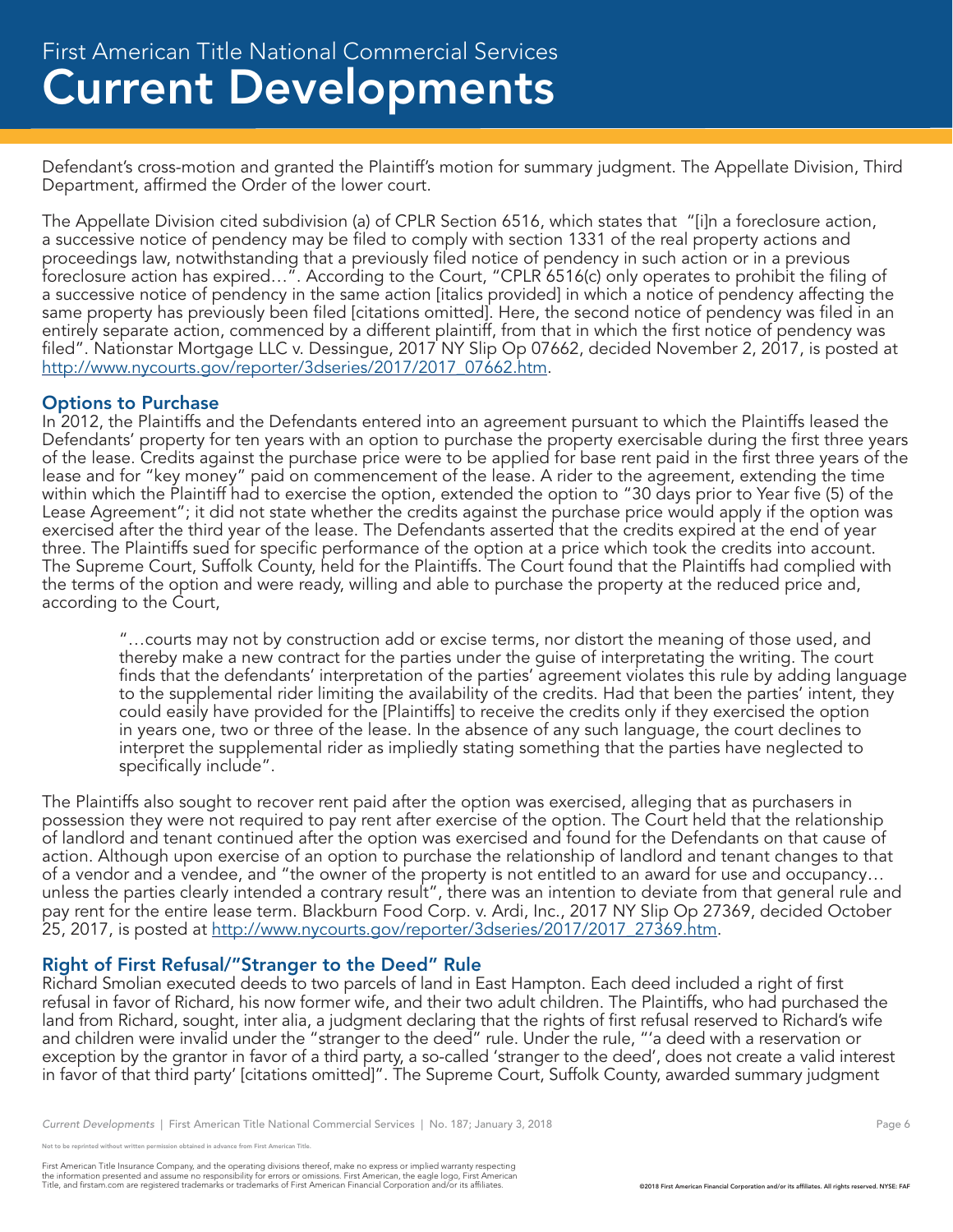Defendant's cross-motion and granted the Plaintiff's motion for summary judgment. The Appellate Division, Third Department, affirmed the Order of the lower court.

The Appellate Division cited subdivision (a) of CPLR Section 6516, which states that "[i]n a foreclosure action, a successive notice of pendency may be filed to comply with section 1331 of the real property actions and proceedings law, notwithstanding that a previously filed notice of pendency in such action or in a previous foreclosure action has expired…". According to the Court, "CPLR 6516(c) only operates to prohibit the filing of a successive notice of pendency in the same action [italics provided] in which a notice of pendency affecting the same property has previously been filed [citations omitted]. Here, the second notice of pendency was filed in an entirely separate action, commenced by a different plaintiff, from that in which the first notice of pendency was filed". Nationstar Mortgage LLC v. Dessingue, 2017 NY Slip Op 07662, decided November 2, 2017, is posted at http://www.nycourts.gov/reporter/3dseries/2017/2017_07662.htm.

## Options to Purchase

In 2012, the Plaintiffs and the Defendants entered into an agreement pursuant to which the Plaintiffs leased the Defendants' property for ten years with an option to purchase the property exercisable during the first three years of the lease. Credits against the purchase price were to be applied for base rent paid in the first three years of the lease and for "key money" paid on commencement of the lease. A rider to the agreement, extending the time within which the Plaintiff had to exercise the option, extended the option to "30 days prior to Year five (5) of the Lease Agreement"; it did not state whether the credits against the purchase price would apply if the option was exercised after the third year of the lease. The Defendants asserted that the credits expired at the end of year three. The Plaintiffs sued for specific performance of the option at a price which took the credits into account. The Supreme Court, Suffolk County, held for the Plaintiffs. The Court found that the Plaintiffs had complied with the terms of the option and were ready, willing and able to purchase the property at the reduced price and, according to the Court,

> "…courts may not by construction add or excise terms, nor distort the meaning of those used, and thereby make a new contract for the parties under the guise of interpreting the writing. The court finds that the defendants' interpretation of the parties' agreement violates this rule by adding language to the supplemental rider limiting the availability of the credits. Had that been the parties' intent, they could easily have provided for the [Plaintiffs] to receive the credits only if they exercised the option in years one, two or three of the lease. In the absence of any such language, the court declines to interpret the supplemental rider as impliedly stating something that the parties have neglected to specifically include".

The Plaintiffs also sought to recover rent paid after the option was exercised, alleging that as purchasers in possession they were not required to pay rent after exercise of the option. The Court held that the relationship of landlord and tenant continued after the option was exercised and found for the Defendants on that cause of action. Although upon exercise of an option to purchase the relationship of landlord and tenant changes to that of a vendor and a vendee, and "the owner of the property is not entitled to an award for use and occupancy… unless the parties clearly intended a contrary result", there was an intention to deviate from that general rule and pay rent for the entire lease term. Blackburn Food Corp. v. Ardi, Inc., 2017 NY Slip Op 27369, decided October 25, 2017, is posted at http://www.nycourts.gov/reporter/3dseries/2017/2017_27369.htm.

## Right of First Refusal/"Stranger to the Deed" Rule

Richard Smolian executed deeds to two parcels of land in East Hampton. Each deed included a right of first refusal in favor of Richard, his now former wife, and their two adult children. The Plaintiffs, who had purchased the land from Richard, sought, inter alia, a judgment declaring that the rights of first refusal reserved to Richard's wife and children were invalid under the "stranger to the deed" rule. Under the rule, "'a deed with a reservation or exception by the grantor in favor of a third party, a so-called 'stranger to the deed', does not create a valid interest in favor of that third party' [citations omitted]". The Supreme Court, Suffolk County, awarded summary judgment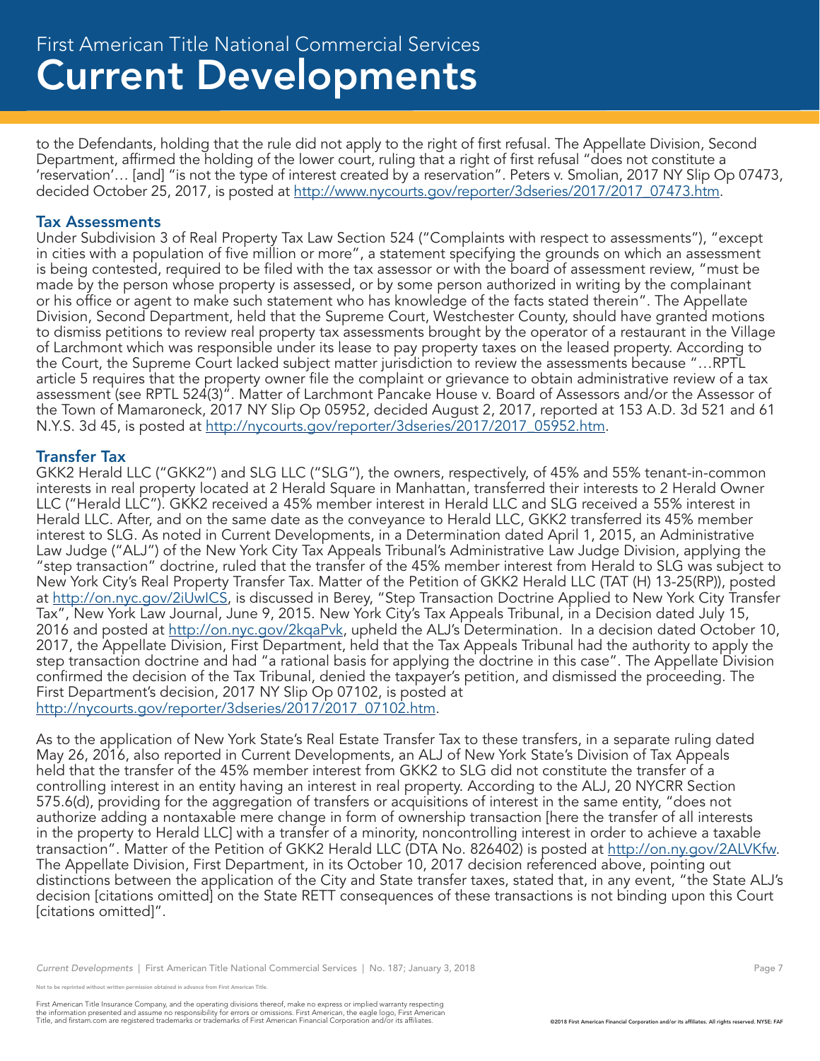to the Defendants, holding that the rule did not apply to the right of first refusal. The Appellate Division, Second Department, affirmed the holding of the lower court, ruling that a right of first refusal "does not constitute a 'reservation'… [and] "is not the type of interest created by a reservation". Peters v. Smolian, 2017 NY Slip Op 07473, decided October 25, 2017, is posted at http://www.nycourts.gov/reporter/3dseries/2017/2017_07473.htm.

## Tax Assessments

Under Subdivision 3 of Real Property Tax Law Section 524 ("Complaints with respect to assessments"), "except in cities with a population of five million or more", a statement specifying the grounds on which an assessment is being contested, required to be filed with the tax assessor or with the board of assessment review, "must be made by the person whose property is assessed, or by some person authorized in writing by the complainant or his office or agent to make such statement who has knowledge of the facts stated therein". The Appellate Division, Second Department, held that the Supreme Court, Westchester County, should have granted motions to dismiss petitions to review real property tax assessments brought by the operator of a restaurant in the Village of Larchmont which was responsible under its lease to pay property taxes on the leased property. According to the Court, the Supreme Court lacked subject matter jurisdiction to review the assessments because "…RPTL article 5 requires that the property owner file the complaint or grievance to obtain administrative review of a tax assessment (see RPTL 524(3)". Matter of Larchmont Pancake House v. Board of Assessors and/or the Assessor of the Town of Mamaroneck, 2017 NY Slip Op 05952, decided August 2, 2017, reported at 153 A.D. 3d 521 and 61 N.Y.S. 3d 45, is posted at http://nycourts.gov/reporter/3dseries/2017/2017_05952.htm.

## Transfer Tax

GKK2 Herald LLC ("GKK2") and SLG LLC ("SLG"), the owners, respectively, of 45% and 55% tenant-in-common interests in real property located at 2 Herald Square in Manhattan, transferred their interests to 2 Herald Owner LLC ("Herald LLC"). GKK2 received a 45% member interest in Herald LLC and SLG received a 55% interest in Herald LLC. After, and on the same date as the conveyance to Herald LLC, GKK2 transferred its 45% member interest to SLG. As noted in Current Developments, in a Determination dated April 1, 2015, an Administrative Law Judge ("ALJ") of the New York City Tax Appeals Tribunal's Administrative Law Judge Division, applying the "step transaction" doctrine, ruled that the transfer of the 45% member interest from Herald to SLG was subject to New York City's Real Property Transfer Tax. Matter of the Petition of GKK2 Herald LLC (TAT (H) 13-25(RP)), posted at http://on.nyc.gov/2iUwICS, is discussed in Berey, "Step Transaction Doctrine Applied to New York City Transfer Tax", New York Law Journal, June 9, 2015. New York City's Tax Appeals Tribunal, in a Decision dated July 15, 2016 and posted at http://on.nyc.gov/2kqaPvk, upheld the ALJ's Determination. In a decision dated October 10, 2017, the Appellate Division, First Department, held that the Tax Appeals Tribunal had the authority to apply the step transaction doctrine and had "a rational basis for applying the doctrine in this case". The Appellate Division confirmed the decision of the Tax Tribunal, denied the taxpayer's petition, and dismissed the proceeding. The First Department's decision, 2017 NY Slip Op 07102, is posted at http://nycourts.gov/reporter/3dseries/2017/2017_07102.htm.

As to the application of New York State's Real Estate Transfer Tax to these transfers, in a separate ruling dated May 26, 2016, also reported in Current Developments, an ALJ of New York State's Division of Tax Appeals held that the transfer of the 45% member interest from GKK2 to SLG did not constitute the transfer of a controlling interest in an entity having an interest in real property. According to the ALJ, 20 NYCRR Section 575.6(d), providing for the aggregation of transfers or acquisitions of interest in the same entity, "does not authorize adding a nontaxable mere change in form of ownership transaction [here the transfer of all interests in the property to Herald LLC] with a transfer of a minority, noncontrolling interest in order to achieve a taxable transaction". Matter of the Petition of GKK2 Herald LLC (DTA No. 826402) is posted at http://on.ny.gov/2ALVKfw. The Appellate Division, First Department, in its October 10, 2017 decision referenced above, pointing out distinctions between the application of the City and State transfer taxes, stated that, in any event, "the State ALJ's decision [citations omitted] on the State RETT consequences of these transactions is not binding upon this Court [citations omitted]".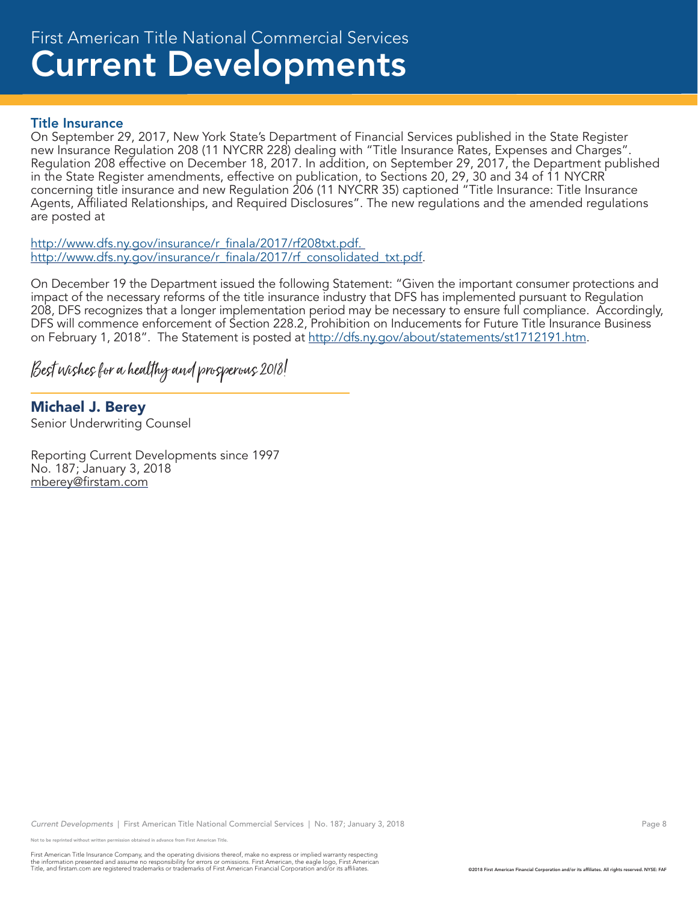## Title Insurance

On September 29, 2017, New York State's Department of Financial Services published in the State Register new Insurance Regulation 208 (11 NYCRR 228) dealing with "Title Insurance Rates, Expenses and Charges". Regulation 208 effective on December 18, 2017. In addition, on September 29, 2017, the Department published in the State Register amendments, effective on publication, to Sections 20, 29, 30 and 34 of 11 NYCRR concerning title insurance and new Regulation 206 (11 NYCRR 35) captioned "Title Insurance: Title Insurance Agents, Affiliated Relationships, and Required Disclosures". The new regulations and the amended regulations are posted at

http://www.dfs.ny.gov/insurance/r_finala/2017/rf208txt.pdf.
http://www.dfs.ny.gov/insurance/r_finala/2017/rf_consolidated_txt.pdf.

On December 19 the Department issued the following Statement: "Given the important consumer protections and impact of the necessary reforms of the title insurance industry that DFS has implemented pursuant to Regulation 208, DFS recognizes that a longer implementation period may be necessary to ensure full compliance. Accordingly, DFS will commence enforcement of Section 228.2, Prohibition on Inducements for Future Title Insurance Business on February 1, 2018". The Statement is posted at http://dfs.ny.gov/about/statements/st1712191.htm.

*Best wishes for a healthy and prosperous 2018!*

**Michael J. Berey**
Senior Underwriting Counsel

Reporting Current Developments since 1997
No. 187; January 3, 2018
mberey@firstam.com

Not to be reprinted without written permission obtained in advance from First American Title.

First American Title Insurance Company, and the operating divisions thereof, make no express or implied warranty respecting the information presented and assume no responsibility for errors or omissions. First American, the eagle logo, First American Title, and firstam.com are registered trademarks or trademarks of First American Financial Corporation and/or its affiliates.

©2018 First American Financial Corporation and/or its affiliates. All rights reserved. NYSE: FAF